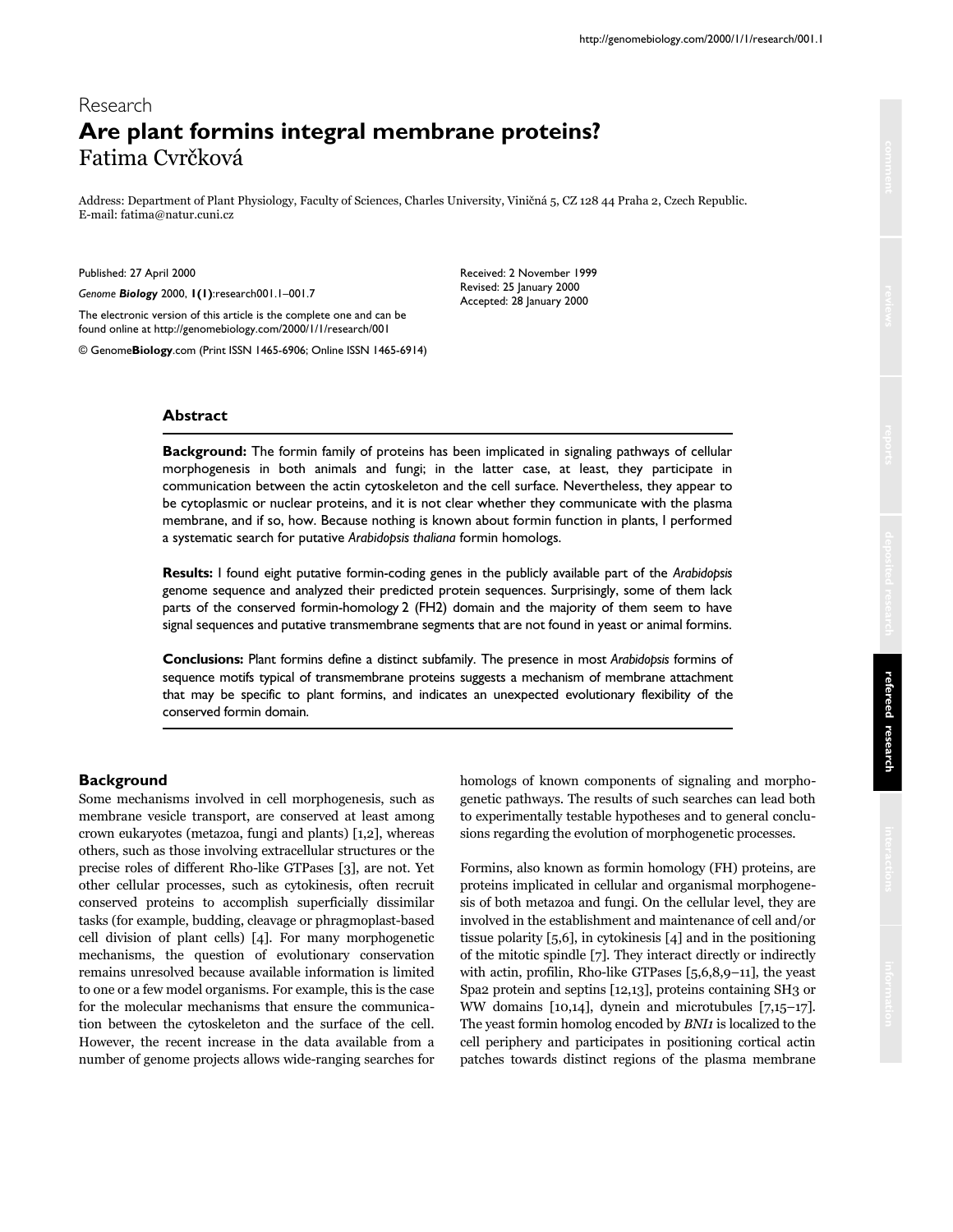Research

# Are plant formins integral membrane proteins?

Fatima Cvrčková

Address: Department of Plant Physiology, Faculty of Sciences, Charles University, Viničná 5, CZ 128 44 Praha 2, Czech Republic.
E-mail: fatima@natur.cuni.cz

Published: 27 April 2000

*Genome **Biology*** 2000, **1(1)**:research001.1–001.7

The electronic version of this article is the complete one and can be found online at http://genomebiology.com/2000/1/1/research/001

© Genome**Biology**.com (Print ISSN 1465-6906; Online ISSN 1465-6914)

Received: 2 November 1999
Revised: 25 January 2000
Accepted: 28 January 2000

## Abstract

**Background:** The formin family of proteins has been implicated in signaling pathways of cellular morphogenesis in both animals and fungi; in the latter case, at least, they participate in communication between the actin cytoskeleton and the cell surface. Nevertheless, they appear to be cytoplasmic or nuclear proteins, and it is not clear whether they communicate with the plasma membrane, and if so, how. Because nothing is known about formin function in plants, I performed a systematic search for putative *Arabidopsis thaliana* formin homologs.

**Results:** I found eight putative formin-coding genes in the publicly available part of the *Arabidopsis* genome sequence and analyzed their predicted protein sequences. Surprisingly, some of them lack parts of the conserved formin-homology 2 (FH2) domain and the majority of them seem to have signal sequences and putative transmembrane segments that are not found in yeast or animal formins.

**Conclusions:** Plant formins define a distinct subfamily. The presence in most *Arabidopsis* formins of sequence motifs typical of transmembrane proteins suggests a mechanism of membrane attachment that may be specific to plant formins, and indicates an unexpected evolutionary flexibility of the conserved formin domain.

## Background

Some mechanisms involved in cell morphogenesis, such as membrane vesicle transport, are conserved at least among crown eukaryotes (metazoa, fungi and plants) [1,2], whereas others, such as those involving extracellular structures or the precise roles of different Rho-like GTPases [3], are not. Yet other cellular processes, such as cytokinesis, often recruit conserved proteins to accomplish superficially dissimilar tasks (for example, budding, cleavage or phragmoplast-based cell division of plant cells) [4]. For many morphogenetic mechanisms, the question of evolutionary conservation remains unresolved because available information is limited to one or a few model organisms. For example, this is the case for the molecular mechanisms that ensure the communication between the cytoskeleton and the surface of the cell. However, the recent increase in the data available from a number of genome projects allows wide-ranging searches for homologs of known components of signaling and morphogenetic pathways. The results of such searches can lead both to experimentally testable hypotheses and to general conclusions regarding the evolution of morphogenetic processes.

Formins, also known as formin homology (FH) proteins, are proteins implicated in cellular and organismal morphogenesis of both metazoa and fungi. On the cellular level, they are involved in the establishment and maintenance of cell and/or tissue polarity [5,6], in cytokinesis [4] and in the positioning of the mitotic spindle [7]. They interact directly or indirectly with actin, profilin, Rho-like GTPases [5,6,8,9–11], the yeast Spa2 protein and septins [12,13], proteins containing SH3 or WW domains [10,14], dynein and microtubules [7,15–17]. The yeast formin homolog encoded by *BNI1* is localized to the cell periphery and participates in positioning cortical actin patches towards distinct regions of the plasma membrane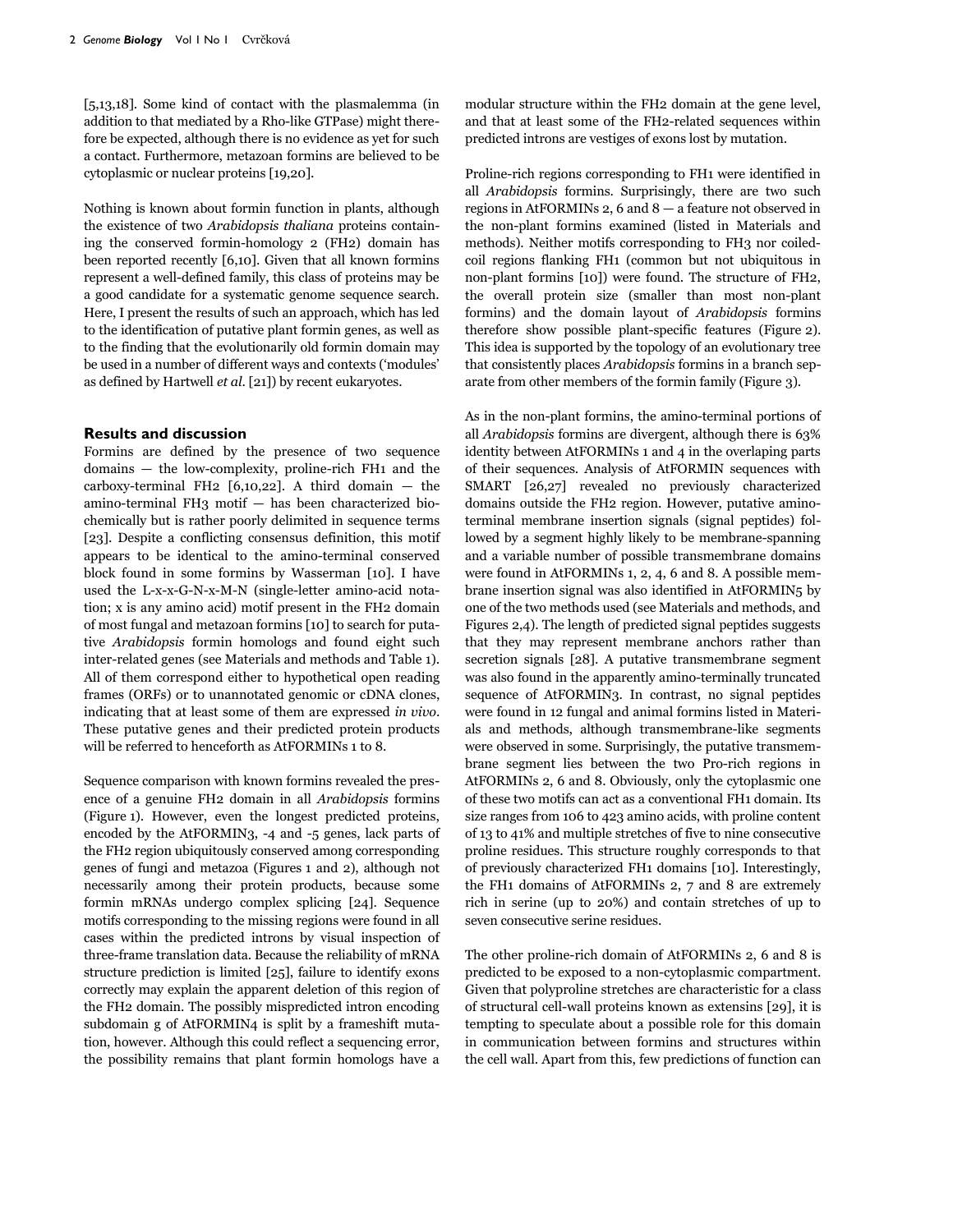[5,13,18]. Some kind of contact with the plasmalemma (in addition to that mediated by a Rho-like GTPase) might therefore be expected, although there is no evidence as yet for such a contact. Furthermore, metazoan formins are believed to be cytoplasmic or nuclear proteins [19,20].

Nothing is known about formin function in plants, although the existence of two *Arabidopsis thaliana* proteins containing the conserved formin-homology 2 (FH2) domain has been reported recently [6,10]. Given that all known formins represent a well-defined family, this class of proteins may be a good candidate for a systematic genome sequence search. Here, I present the results of such an approach, which has led to the identification of putative plant formin genes, as well as to the finding that the evolutionarily old formin domain may be used in a number of different ways and contexts ('modules' as defined by Hartwell *et al.* [21]) by recent eukaryotes.

## Results and discussion

Formins are defined by the presence of two sequence domains — the low-complexity, proline-rich FH1 and the carboxy-terminal FH2 [6,10,22]. A third domain — the amino-terminal FH3 motif — has been characterized biochemically but is rather poorly delimited in sequence terms [23]. Despite a conflicting consensus definition, this motif appears to be identical to the amino-terminal conserved block found in some formins by Wasserman [10]. I have used the L-x-x-G-N-x-M-N (single-letter amino-acid notation; x is any amino acid) motif present in the FH2 domain of most fungal and metazoan formins [10] to search for putative *Arabidopsis* formin homologs and found eight such inter-related genes (see Materials and methods and Table 1). All of them correspond either to hypothetical open reading frames (ORFs) or to unannotated genomic or cDNA clones, indicating that at least some of them are expressed *in vivo*. These putative genes and their predicted protein products will be referred to henceforth as AtFORMINs 1 to 8.

Sequence comparison with known formins revealed the presence of a genuine FH2 domain in all *Arabidopsis* formins (Figure 1). However, even the longest predicted proteins, encoded by the AtFORMIN3, -4 and -5 genes, lack parts of the FH2 region ubiquitously conserved among corresponding genes of fungi and metazoa (Figures 1 and 2), although not necessarily among their protein products, because some formin mRNAs undergo complex splicing [24]. Sequence motifs corresponding to the missing regions were found in all cases within the predicted introns by visual inspection of three-frame translation data. Because the reliability of mRNA structure prediction is limited [25], failure to identify exons correctly may explain the apparent deletion of this region of the FH2 domain. The possibly mispredicted intron encoding subdomain g of AtFORMIN4 is split by a frameshift mutation, however. Although this could reflect a sequencing error, the possibility remains that plant formin homologs have a modular structure within the FH2 domain at the gene level, and that at least some of the FH2-related sequences within predicted introns are vestiges of exons lost by mutation.

Proline-rich regions corresponding to FH1 were identified in all *Arabidopsis* formins. Surprisingly, there are two such regions in AtFORMINs 2, 6 and 8 — a feature not observed in the non-plant formins examined (listed in Materials and methods). Neither motifs corresponding to FH3 nor coiled-coil regions flanking FH1 (common but not ubiquitous in non-plant formins [10]) were found. The structure of FH2, the overall protein size (smaller than most non-plant formins) and the domain layout of *Arabidopsis* formins therefore show possible plant-specific features (Figure 2). This idea is supported by the topology of an evolutionary tree that consistently places *Arabidopsis* formins in a branch separate from other members of the formin family (Figure 3).

As in the non-plant formins, the amino-terminal portions of all *Arabidopsis* formins are divergent, although there is 63% identity between AtFORMINs 1 and 4 in the overlaping parts of their sequences. Analysis of AtFORMIN sequences with SMART [26,27] revealed no previously characterized domains outside the FH2 region. However, putative amino-terminal membrane insertion signals (signal peptides) followed by a segment highly likely to be membrane-spanning and a variable number of possible transmembrane domains were found in AtFORMINs 1, 2, 4, 6 and 8. A possible membrane insertion signal was also identified in AtFORMIN5 by one of the two methods used (see Materials and methods, and Figures 2,4). The length of predicted signal peptides suggests that they may represent membrane anchors rather than secretion signals [28]. A putative transmembrane segment was also found in the apparently amino-terminally truncated sequence of AtFORMIN3. In contrast, no signal peptides were found in 12 fungal and animal formins listed in Materials and methods, although transmembrane-like segments were observed in some. Surprisingly, the putative transmembrane segment lies between the two Pro-rich regions in AtFORMINs 2, 6 and 8. Obviously, only the cytoplasmic one of these two motifs can act as a conventional FH1 domain. Its size ranges from 106 to 423 amino acids, with proline content of 13 to 41% and multiple stretches of five to nine consecutive proline residues. This structure roughly corresponds to that of previously characterized FH1 domains [10]. Interestingly, the FH1 domains of AtFORMINs 2, 7 and 8 are extremely rich in serine (up to 20%) and contain stretches of up to seven consecutive serine residues.

The other proline-rich domain of AtFORMINs 2, 6 and 8 is predicted to be exposed to a non-cytoplasmic compartment. Given that polyproline stretches are characteristic for a class of structural cell-wall proteins known as extensins [29], it is tempting to speculate about a possible role for this domain in communication between formins and structures within the cell wall. Apart from this, few predictions of function can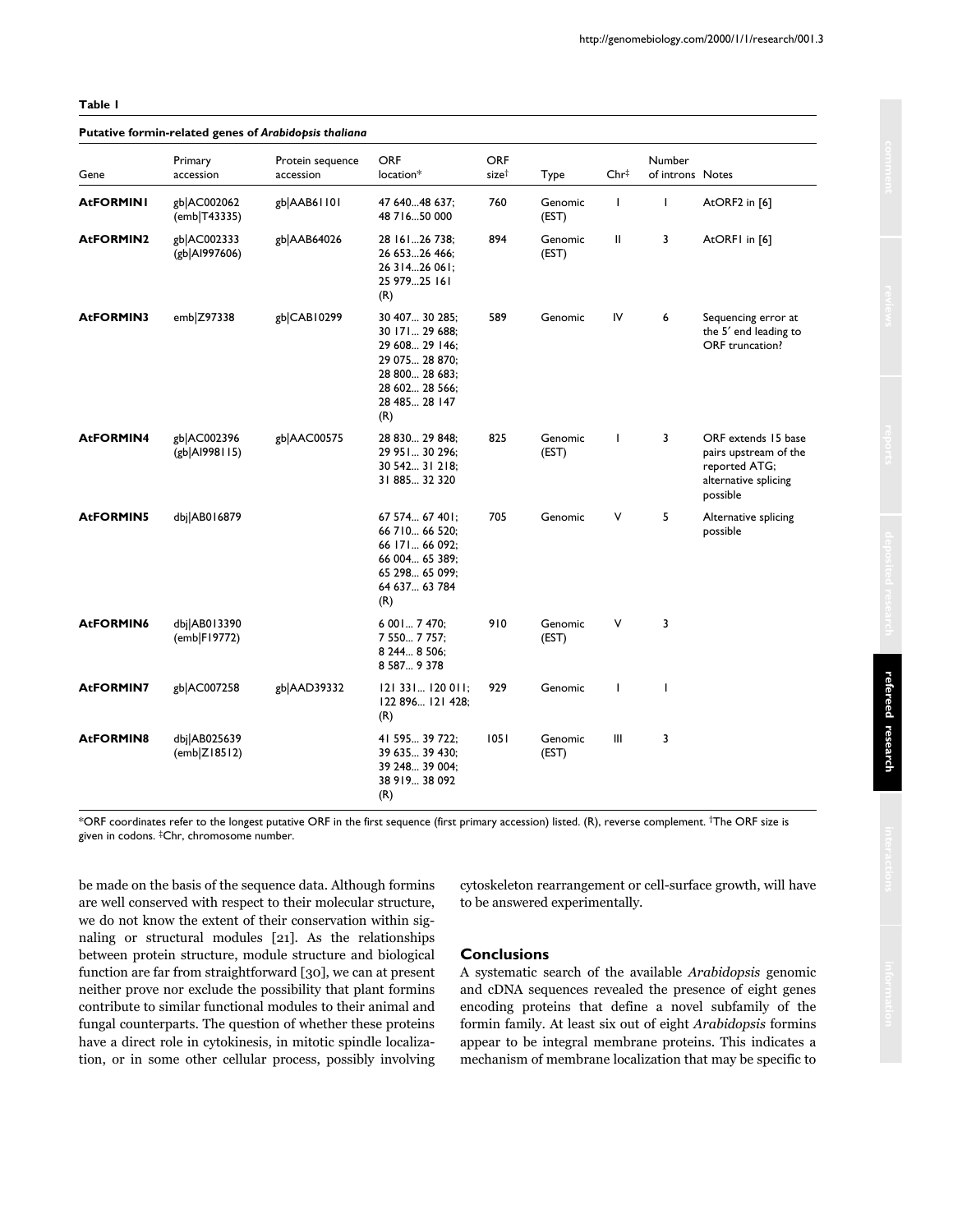**Table 1**

**Putative formin-related genes of *Arabidopsis thaliana***

| Gene | Primary accession | Protein sequence accession | ORF location* | ORF size† | Type | Chr‡ | Number of introns | Notes |
|---|---|---|---|---|---|---|---|---|
| **AtFORMIN1** | gb\|AC002062 (emb\|T43335) | gb\|AAB61101 | 47 640...48 637; 48 716...50 000 | 760 | Genomic (EST) | I | 1 | AtORF2 in [6] |
| **AtFORMIN2** | gb\|AC002333 (gb\|AI997606) | gb\|AAB64026 | 28 161...26 738; 26 653...26 466; 26 314...26 061; 25 979...25 161 (R) | 894 | Genomic (EST) | II | 3 | AtORF1 in [6] |
| **AtFORMIN3** | emb\|Z97338 | gb\|CAB10299 | 30 407... 30 285; 30 171... 29 688; 29 608... 29 146; 29 075... 28 870; 28 800... 28 683; 28 602... 28 566; 28 485... 28 147 (R) | 589 | Genomic | IV | 6 | Sequencing error at the 5′ end leading to ORF truncation? |
| **AtFORMIN4** | gb\|AC002396 (gb\|AI998115) | gb\|AAC00575 | 28 830... 29 848; 29 951... 30 296; 30 542... 31 218; 31 885... 32 320 | 825 | Genomic (EST) | I | 3 | ORF extends 15 base pairs upstream of the reported ATG; alternative splicing possible |
| **AtFORMIN5** | dbj\|AB016879 | | 67 574... 67 401; 66 710... 66 520; 66 171... 66 092; 66 004... 65 389; 65 298... 65 099; 64 637... 63 784 (R) | 705 | Genomic | V | 5 | Alternative splicing possible |
| **AtFORMIN6** | dbj\|AB013390 (emb\|F19772) | | 6 001... 7 470; 7 550... 7 757; 8 244... 8 506; 8 587... 9 378 | 910 | Genomic (EST) | V | 3 | |
| **AtFORMIN7** | gb\|AC007258 | gb\|AAD39332 | 121 331... 120 011; 122 896... 121 428; (R) | 929 | Genomic | I | 1 | |
| **AtFORMIN8** | dbj\|AB025639 (emb\|Z18512) | | 41 595... 39 722; 39 635... 39 430; 39 248... 39 004; 38 919... 38 092 (R) | 1051 | Genomic (EST) | III | 3 | |

*ORF coordinates refer to the longest putative ORF in the first sequence (first primary accession) listed. (R), reverse complement. †The ORF size is given in codons. ‡Chr, chromosome number.

be made on the basis of the sequence data. Although formins are well conserved with respect to their molecular structure, we do not know the extent of their conservation within signaling or structural modules [21]. As the relationships between protein structure, module structure and biological function are far from straightforward [30], we can at present neither prove nor exclude the possibility that plant formins contribute to similar functional modules to their animal and fungal counterparts. The question of whether these proteins have a direct role in cytokinesis, in mitotic spindle localization, or in some other cellular process, possibly involving cytoskeleton rearrangement or cell-surface growth, will have to be answered experimentally.

## Conclusions

A systematic search of the available *Arabidopsis* genomic and cDNA sequences revealed the presence of eight genes encoding proteins that define a novel subfamily of the formin family. At least six out of eight *Arabidopsis* formins appear to be integral membrane proteins. This indicates a mechanism of membrane localization that may be specific to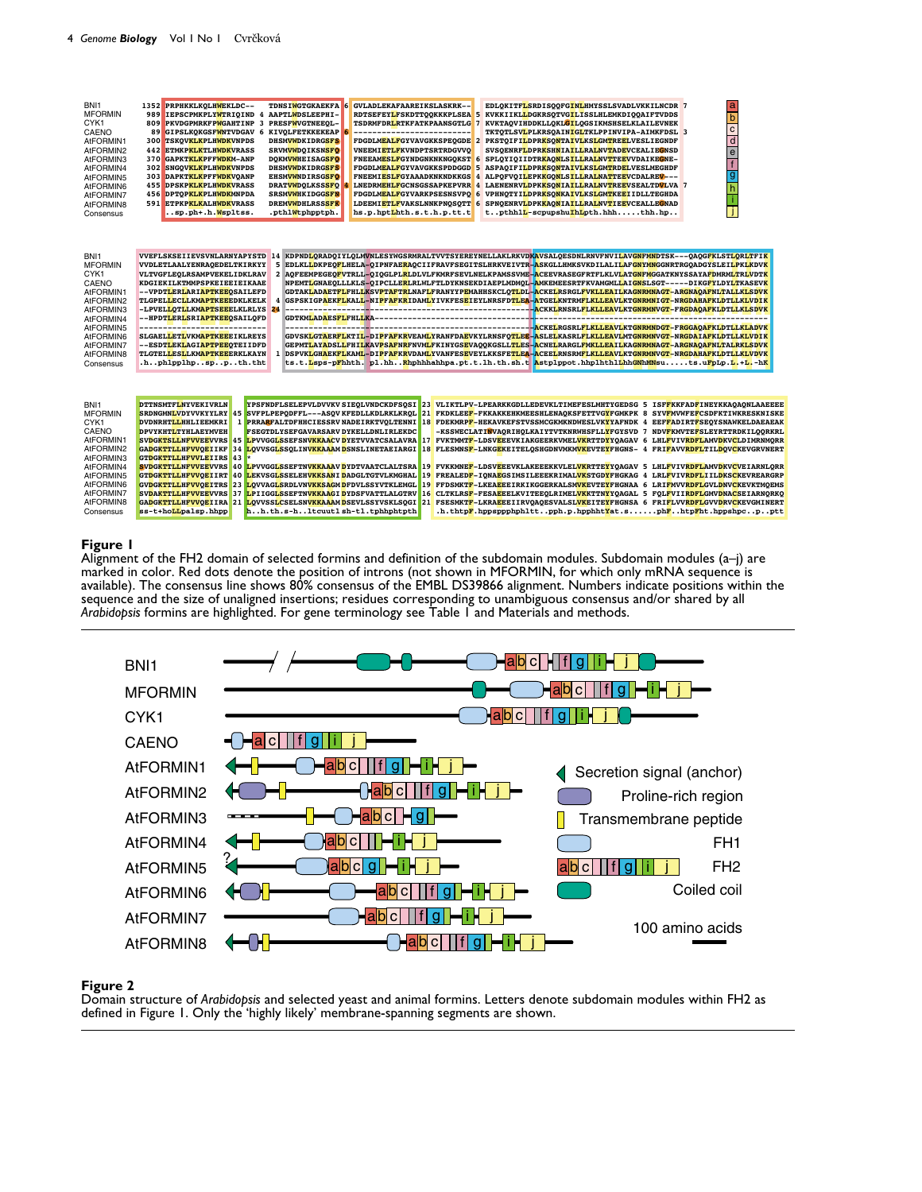**Figure 1**

Alignment of the FH2 domain of selected formins and definition of the subdomain modules. Subdomain modules (a–j) are marked in color. Red dots denote the position of introns (not shown in MFORMIN, for which only mRNA sequence is available). The consensus line shows 80% consensus of the EMBL DS39866 alignment. Numbers indicate positions within the sequence and the size of unaligned insertions; residues corresponding to unambiguous consensus and/or shared by all *Arabidopsis* formins are highlighted. For gene terminology see Table 1 and Materials and methods.

**Figure 2**

Domain structure of *Arabidopsis* and selected yeast and animal formins. Letters denote subdomain modules within FH2 as defined in Figure 1. Only the 'highly likely' membrane-spanning segments are shown.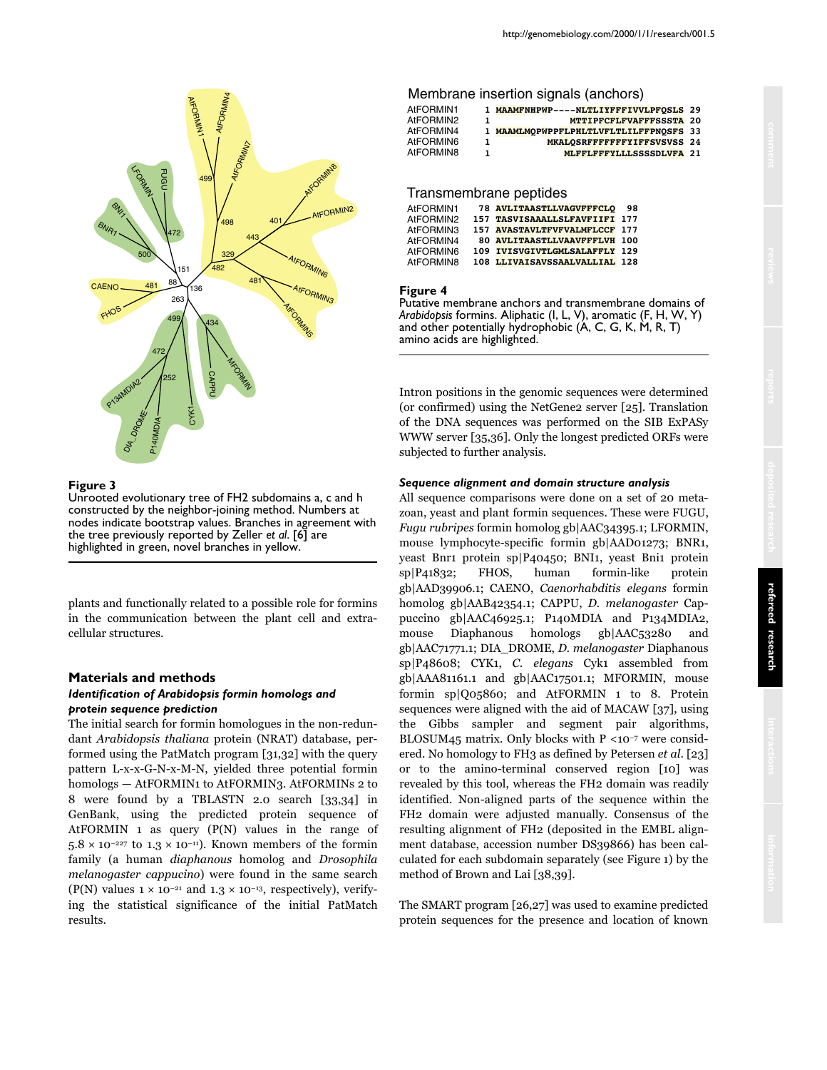Membrane insertion signals (anchors)

```
AtFORMIN1    1 MAAMFNHPWP----NLTLIYFFFIVVLPFQSLS 29
AtFORMIN2    1            MTTIPFCFLFVAFFFSSSTA 20
AtFORMIN4    1 MAAMLMQPWPPFLPHLTLVFLTLILFFPNQSFS 33
AtFORMIN6    1            MKALQSRFFFFFFFYIFFSVSVSS 24
AtFORMIN8    1              MLFFLFFFYLLLSSSSDLVFA 21
```

Transmembrane peptides

```
AtFORMIN1    78 AVLITAASTLLVAGVFFFCLQ  98
AtFORMIN2   157 TASVISAAALLSLFAVFIIFI 177
AtFORMIN3   157 AVASTAVLTFVFVALMFLCCF 177
AtFORMIN4    80 AVLITAASTLLVAAVFFFLVH 100
AtFORMIN6   109 IVISVGIVTLGMLSALAFFLY 129
AtFORMIN8   108 LLIVAISAVSSAALVALLIAL 128
```

**Figure 4**
Putative membrane anchors and transmembrane domains of *Arabidopsis* formins. Aliphatic (I, L, V), aromatic (F, H, W, Y) and other potentially hydrophobic (A, C, G, K, M, R, T) amino acids are highlighted.

**Figure 3**
Unrooted evolutionary tree of FH2 subdomains a, c and h constructed by the neighbor-joining method. Numbers at nodes indicate bootstrap values. Branches in agreement with the tree previously reported by Zeller *et al.* [6] are highlighted in green, novel branches in yellow.

plants and functionally related to a possible role for formins in the communication between the plant cell and extracellular structures.

## Materials and methods

### *Identification of Arabidopsis formin homologs and protein sequence prediction*

The initial search for formin homologues in the non-redundant *Arabidopsis thaliana* protein (NRAT) database, performed using the PatMatch program [31,32] with the query pattern L-x-x-G-N-x-M-N, yielded three potential formin homologs — AtFORMIN1 to AtFORMIN3. AtFORMINs 2 to 8 were found by a TBLASTN 2.0 search [33,34] in GenBank, using the predicted protein sequence of AtFORMIN 1 as query (P(N) values in the range of $5.8 \times 10^{-227}$ to $1.3 \times 10^{-11}$). Known members of the formin family (a human *diaphanous* homolog and *Drosophila melanogaster cappucino*) were found in the same search (P(N) values $1 \times 10^{-21}$ and $1.3 \times 10^{-13}$, respectively), verifying the statistical significance of the initial PatMatch results.

Intron positions in the genomic sequences were determined (or confirmed) using the NetGene2 server [25]. Translation of the DNA sequences was performed on the SIB ExPASy WWW server [35,36]. Only the longest predicted ORFs were subjected to further analysis.

### *Sequence alignment and domain structure analysis*

All sequence comparisons were done on a set of 20 metazoan, yeast and plant formin sequences. These were FUGU, *Fugu rubripes* formin homolog gb|AAC34395.1; LFORMIN, mouse lymphocyte-specific formin gb|AAD01273; BNR1, yeast Bnr1 protein sp|P40450; BNI1, yeast Bni1 protein sp|P41832; FHOS, human formin-like protein gb|AAD39906.1; CAENO, *Caenorhabditis elegans* formin homolog gb|AAB42354.1; CAPPU, *D. melanogaster* Cappuccino gb|AAC46925.1; P140MDIA and P134MDIA2, mouse Diaphanous homologs gb|AAC53280 and gb|AAC71771.1; DIA_DROME, *D. melanogaster* Diaphanous sp|P48608; CYK1, *C. elegans* Cyk1 assembled from gb|AAA81161.1 and gb|AAC17501.1; MFORMIN, mouse formin sp|Q05860; and AtFORMIN 1 to 8. Protein sequences were aligned with the aid of MACAW [37], using the Gibbs sampler and segment pair algorithms, BLOSUM45 matrix. Only blocks with P $<10^{-7}$ were considered. No homology to FH3 as defined by Petersen *et al.* [23] or to the amino-terminal conserved region [10] was revealed by this tool, whereas the FH2 domain was readily identified. Non-aligned parts of the sequence within the FH2 domain were adjusted manually. Consensus of the resulting alignment of FH2 (deposited in the EMBL alignment database, accession number DS39866) has been calculated for each subdomain separately (see Figure 1) by the method of Brown and Lai [38,39].

The SMART program [26,27] was used to examine predicted protein sequences for the presence and location of known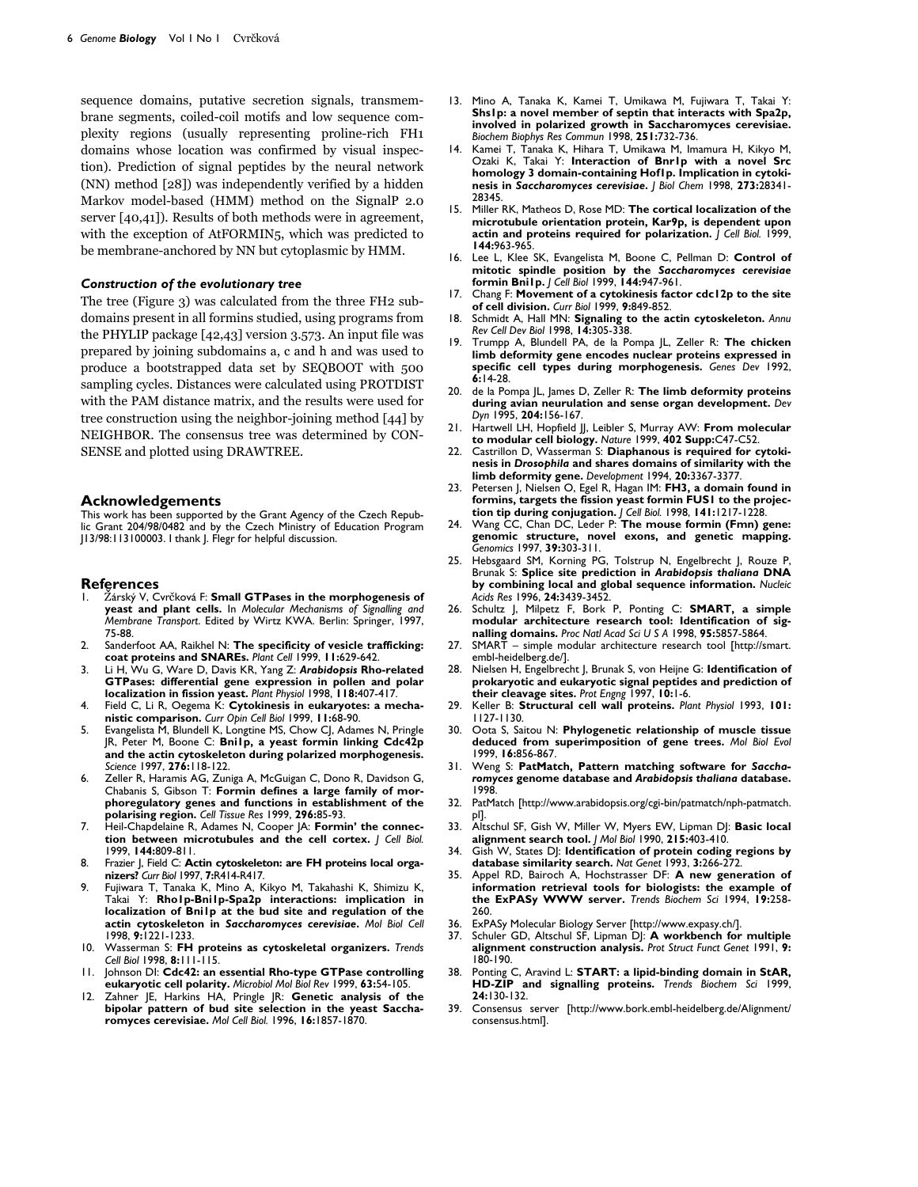sequence domains, putative secretion signals, transmembrane segments, coiled-coil motifs and low sequence complexity regions (usually representing proline-rich FH1 domains whose location was confirmed by visual inspection). Prediction of signal peptides by the neural network (NN) method [28]) was independently verified by a hidden Markov model-based (HMM) method on the SignalP 2.0 server [40,41]). Results of both methods were in agreement, with the exception of AtFORMIN5, which was predicted to be membrane-anchored by NN but cytoplasmic by HMM.

### *Construction of the evolutionary tree*

The tree (Figure 3) was calculated from the three FH2 subdomains present in all formins studied, using programs from the PHYLIP package [42,43] version 3.573. An input file was prepared by joining subdomains a, c and h and was used to produce a bootstrapped data set by SEQBOOT with 500 sampling cycles. Distances were calculated using PROTDIST with the PAM distance matrix, and the results were used for tree construction using the neighbor-joining method [44] by NEIGHBOR. The consensus tree was determined by CONSENSE and plotted using DRAWTREE.

## Acknowledgements

This work has been supported by the Grant Agency of the Czech Republic Grant 204/98/0482 and by the Czech Ministry of Education Program J13/98:113100003. I thank J. Flegr for helpful discussion.

## References

1. Žárský V, Cvrčková F: **Small GTPases in the morphogenesis of yeast and plant cells.** In *Molecular Mechanisms of Signalling and Membrane Transport*. Edited by Wirtz KWA. Berlin: Springer, 1997, 75-88.
2. Sanderfoot AA, Raikhel N: **The specificity of vesicle trafficking: coat proteins and SNAREs.** *Plant Cell* 1999, **11**:629-642.
3. Li H, Wu G, Ware D, Davis KR, Yang Z: ***Arabidopsis* Rho-related GTPases: differential gene expression in pollen and polar localization in fission yeast.** *Plant Physiol* 1998, **118**:407-417.
4. Field C, Li R, Oegema K: **Cytokinesis in eukaryotes: a mechanistic comparison.** *Curr Opin Cell Biol* 1999, **11**:68-90.
5. Evangelista M, Blundell K, Longtine MS, Chow CJ, Adames N, Pringle JR, Peter M, Boone C: **Bni1p, a yeast formin linking Cdc42p and the actin cytoskeleton during polarized morphogenesis.** *Science* 1997, **276**:118-122.
6. Zeller R, Haramis AG, Zuniga A, McGuigan C, Dono R, Davidson G, Chabanis S, Gibson T: **Formin defines a large family of morphoregulatory genes and functions in establishment of the polarising region.** *Cell Tissue Res* 1999, **296**:85-93.
7. Heil-Chapdelaine R, Adames N, Cooper JA: **Formin' the connection between microtubules and the cell cortex.** *J Cell Biol.* 1999, **144**:809-811.
8. Frazier J, Field C: **Actin cytoskeleton: are FH proteins local organizers?** *Curr Biol* 1997, **7**:R414-R417.
9. Fujiwara T, Tanaka K, Mino A, Kikyo M, Takahashi K, Shimizu K, Takai Y: **Rho1p-Bni1p-Spa2p interactions: implication in localization of Bni1p at the bud site and regulation of the actin cytoskeleton in *Saccharomyces cerevisiae*.** *Mol Biol Cell* 1998, **9**:1221-1233.
10. Wasserman S: **FH proteins as cytoskeletal organizers.** *Trends Cell Biol* 1998, **8**:111-115.
11. Johnson DI: **Cdc42: an essential Rho-type GTPase controlling eukaryotic cell polarity.** *Microbiol Mol Biol Rev* 1999, **63**:54-105.
12. Zahner JE, Harkins HA, Pringle JR: **Genetic analysis of the bipolar pattern of bud site selection in the yeast Saccharomyces cerevisiae.** *Mol Cell Biol.* 1996, **16**:1857-1870.
13. Mino A, Tanaka K, Kamei T, Umikawa M, Fujiwara T, Takai Y: **Shs1p: a novel member of septin that interacts with Spa2p, involved in polarized growth in Saccharomyces cerevisiae.** *Biochem Biophys Res Commun* 1998, **251**:732-736.
14. Kamei T, Tanaka K, Hihara T, Umikawa M, Imamura H, Kikyo M, Ozaki K, Takai Y: **Interaction of Bnr1p with a novel Src homology 3 domain-containing Hof1p. Implication in cytokinesis in *Saccharomyces cerevisiae*.** *J Biol Chem* 1998, **273**:28341-28345.
15. Miller RK, Matheos D, Rose MD: **The cortical localization of the microtubule orientation protein, Kar9p, is dependent upon actin and proteins required for polarization.** *J Cell Biol.* 1999, **144**:963-965.
16. Lee L, Klee SK, Evangelista M, Boone C, Pellman D: **Control of mitotic spindle position by the *Saccharomyces cerevisiae* formin Bni1p.** *J Cell Biol* 1999, **144**:947-961.
17. Chang F: **Movement of a cytokinesis factor cdc12p to the site of cell division.** *Curr Biol* 1999, **9**:849-852.
18. Schmidt A, Hall MN: **Signaling to the actin cytoskeleton.** *Annu Rev Cell Dev Biol* 1998, **14**:305-338.
19. Trumpp A, Blundell PA, de la Pompa JL, Zeller R: **The chicken limb deformity gene encodes nuclear proteins expressed in specific cell types during morphogenesis.** *Genes Dev* 1992, **6**:14-28.
20. de la Pompa JL, James D, Zeller R: **The limb deformity proteins during avian neurulation and sense organ development.** *Dev Dyn* 1995, **204**:156-167.
21. Hartwell LH, Hopfield JJ, Leibler S, Murray AW: **From molecular to modular cell biology.** *Nature* 1999, **402 Supp**:C47-C52.
22. Castrillon D, Wasserman S: **Diaphanous is required for cytokinesis in *Drosophila* and shares domains of similarity with the limb deformity gene.** *Development* 1994, **20**:3367-3377.
23. Petersen J, Nielsen O, Egel R, Hagan IM: **FH3, a domain found in formins, targets the fission yeast formin FUS1 to the projection tip during conjugation.** *J Cell Biol.* 1998, **141**:1217-1228.
24. Wang CC, Chan DC, Leder P: **The mouse formin (Fmn) gene: genomic structure, novel exons, and genetic mapping.** *Genomics* 1997, **39**:303-311.
25. Hebsgaard SM, Korning PG, Tolstrup N, Engelbrecht J, Rouze P, Brunak S: **Splice site prediction in *Arabidopsis thaliana* DNA by combining local and global sequence information.** *Nucleic Acids Res* 1996, **24**:3439-3452.
26. Schultz J, Milpetz F, Bork P, Ponting C: **SMART, a simple modular architecture research tool: Identification of signalling domains.** *Proc Natl Acad Sci U S A* 1998, **95**:5857-5864.
27. SMART – simple modular architecture research tool [http://smart.embl-heidelberg.de/].
28. Nielsen H, Engelbrecht J, Brunak S, von Heijne G: **Identification of prokaryotic and eukaryotic signal peptides and prediction of their cleavage sites.** *Prot Engng* 1997, **10**:1-6.
29. Keller B: **Structural cell wall proteins.** *Plant Physiol* 1993, **101**:1127-1130.
30. Oota S, Saitou N: **Phylogenetic relationship of muscle tissue deduced from superimposition of gene trees.** *Mol Biol Evol* 1999, **16**:856-867.
31. Weng S: **PatMatch, Pattern matching software for *Saccharomyces* genome database and *Arabidopsis thaliana* database.** 1998.
32. PatMatch [http://www.arabidopsis.org/cgi-bin/patmatch/nph-patmatch.pl].
33. Altschul SF, Gish W, Miller W, Myers EW, Lipman DJ: **Basic local alignment search tool.** *J Mol Biol* 1990, **215**:403-410.
34. Gish W, States DJ: **Identification of protein coding regions by database similarity search.** *Nat Genet* 1993, **3**:266-272.
35. Appel RD, Bairoch A, Hochstrasser DF: **A new generation of information retrieval tools for biologists: the example of the ExPASy WWW server.** *Trends Biochem Sci* 1994, **19**:258-260.
36. ExPASy Molecular Biology Server [http://www.expasy.ch/].
37. Schuler GD, Altschul SF, Lipman DJ: **A workbench for multiple alignment construction analysis.** *Prot Struct Funct Genet* 1991, **9**:180-190.
38. Ponting C, Aravind L: **START: a lipid-binding domain in StAR, HD-ZIP and signalling proteins.** *Trends Biochem Sci* 1999, **24**:130-132.
39. Consensus server [http://www.bork.embl-heidelberg.de/Alignment/consensus.html].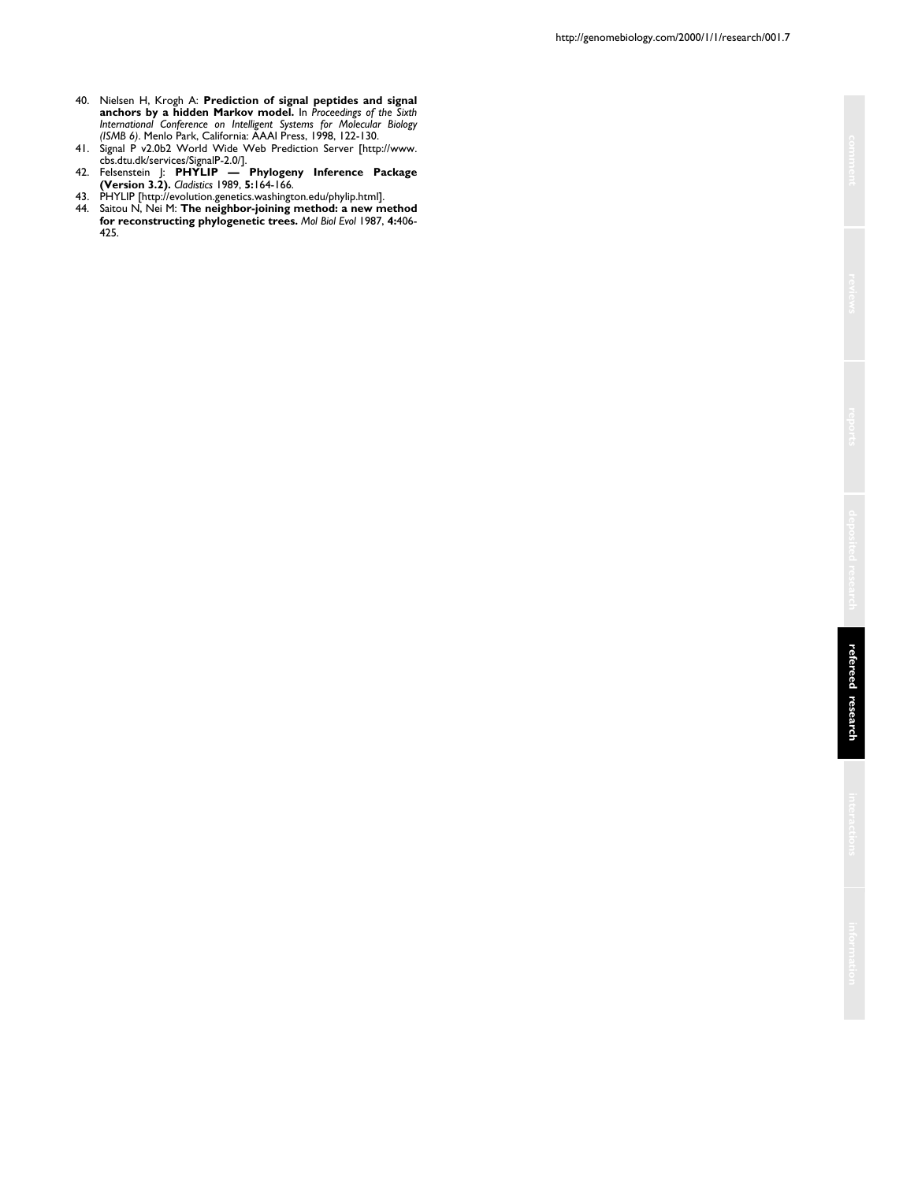40. Nielsen H, Krogh A: **Prediction of signal peptides and signal anchors by a hidden Markov model.** In *Proceedings of the Sixth International Conference on Intelligent Systems for Molecular Biology (ISMB 6)*. Menlo Park, California: AAAI Press, 1998, 122-130.
41. Signal P v2.0b2 World Wide Web Prediction Server [http://www.cbs.dtu.dk/services/SignalP-2.0/].
42. Felsenstein J: **PHYLIP — Phylogeny Inference Package (Version 3.2).** *Cladistics* 1989, **5:**164-166.
43. PHYLIP [http://evolution.genetics.washington.edu/phylip.html].
44. Saitou N, Nei M: **The neighbor-joining method: a new method for reconstructing phylogenetic trees.** *Mol Biol Evol* 1987, **4:**406-425.